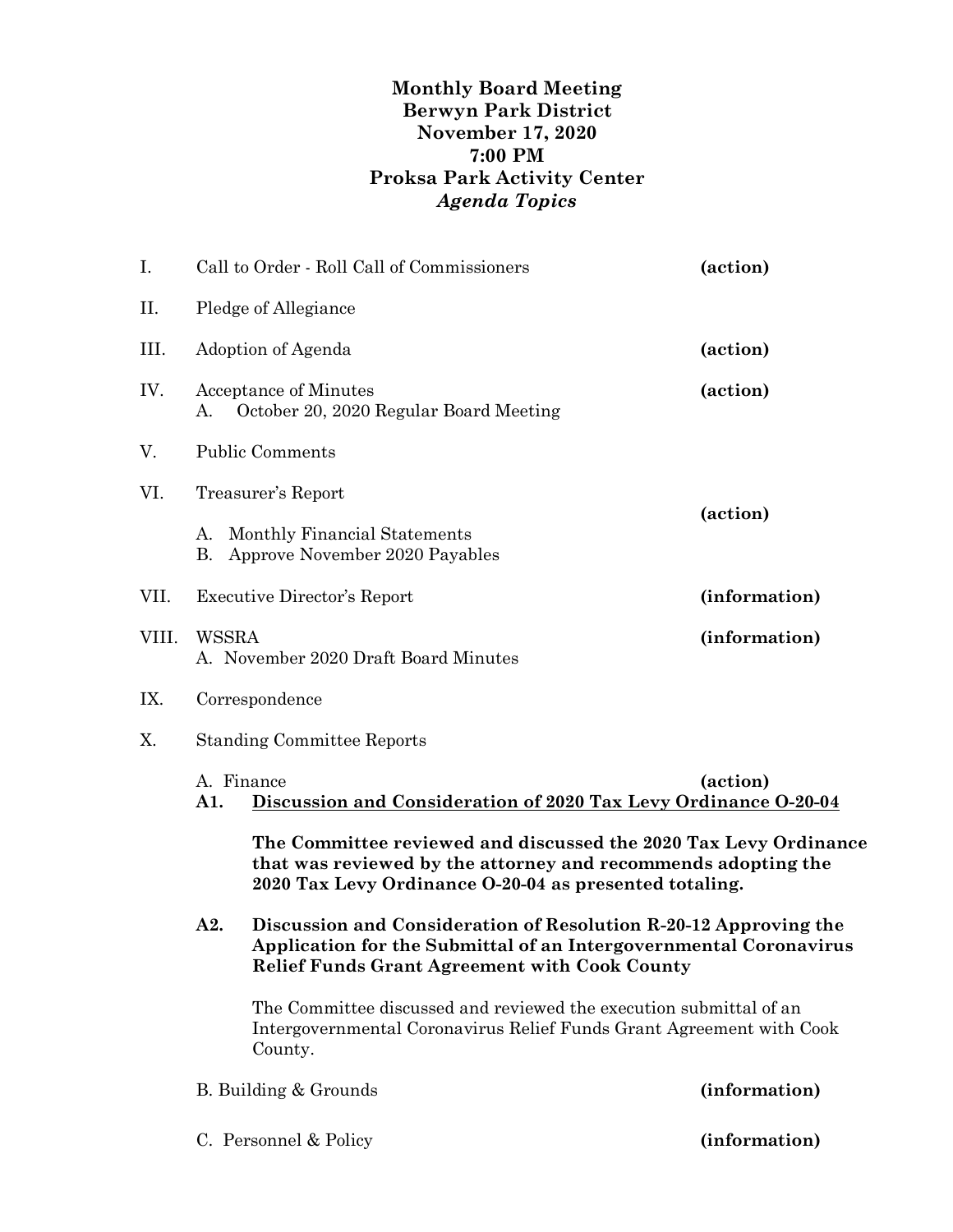# Monthly Board Meeting
# Berwyn Park District
# November 17, 2020
# 7:00 PM
# Proksa Park Activity Center
## *Agenda Topics*

I. Call to Order - Roll Call of Commissioners **(action)**

II. Pledge of Allegiance

III. Adoption of Agenda **(action)**

IV. Acceptance of Minutes **(action)**
   A. October 20, 2020 Regular Board Meeting

V. Public Comments

VI. Treasurer's Report **(action)**
   A. Monthly Financial Statements
   B. Approve November 2020 Payables

VII. Executive Director's Report **(information)**

VIII. WSSRA **(information)**
   A. November 2020 Draft Board Minutes

IX. Correspondence

X. Standing Committee Reports

   A. Finance **(action)**

   **A1. <u>Discussion and Consideration of 2020 Tax Levy Ordinance O-20-04</u>**

   **The Committee reviewed and discussed the 2020 Tax Levy Ordinance that was reviewed by the attorney and recommends adopting the 2020 Tax Levy Ordinance O-20-04 as presented totaling.**

   **A2. Discussion and Consideration of Resolution R-20-12 Approving the Application for the Submittal of an Intergovernmental Coronavirus Relief Funds Grant Agreement with Cook County**

   The Committee discussed and reviewed the execution submittal of an Intergovernmental Coronavirus Relief Funds Grant Agreement with Cook County.

   B. Building & Grounds **(information)**

   C. Personnel & Policy **(information)**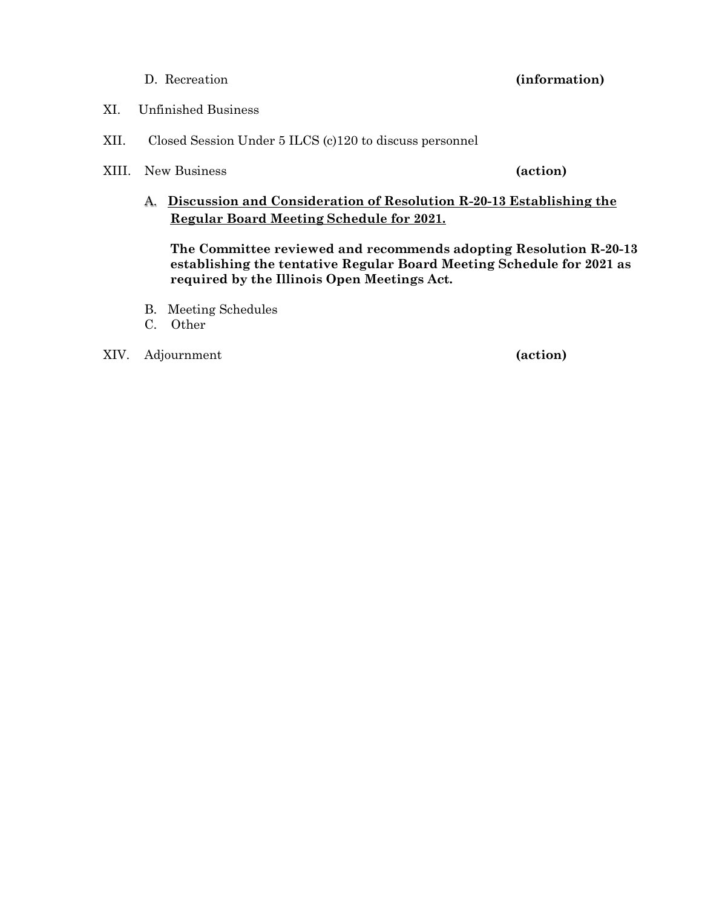D. Recreation **(information)**

XI. Unfinished Business

XII. Closed Session Under 5 ILCS (c)120 to discuss personnel

XIII. New Business **(action)**

A. **<u>Discussion and Consideration of Resolution R-20-13 Establishing the Regular Board Meeting Schedule for 2021.</u>**

**The Committee reviewed and recommends adopting Resolution R-20-13 establishing the tentative Regular Board Meeting Schedule for 2021 as required by the Illinois Open Meetings Act.**

B. Meeting Schedules

C. Other

XIV. Adjournment **(action)**